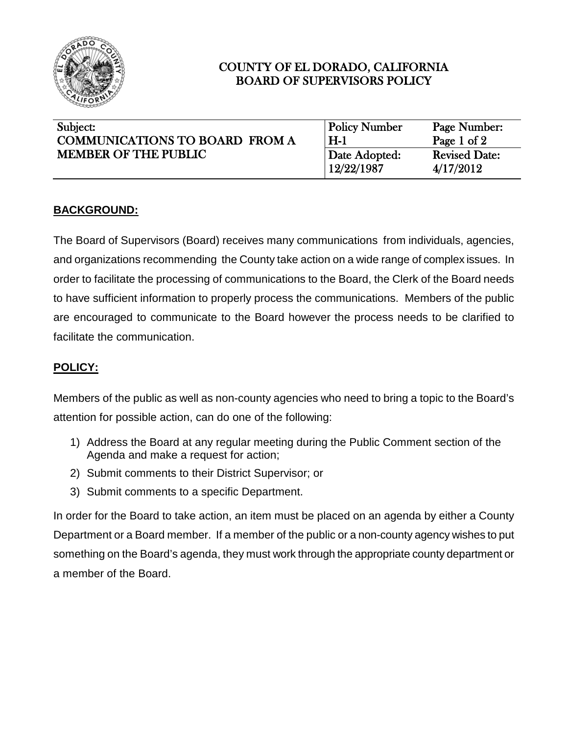# COUNTY OF EL DORADO, CALIFORNIA
# BOARD OF SUPERVISORS POLICY

| Subject: | Policy Number | Page Number: |
|---|---|---|
| COMMUNICATIONS TO BOARD FROM A MEMBER OF THE PUBLIC | H-1 | Page 1 of 2 |
| | Date Adopted: | Revised Date: |
| | 12/22/1987 | 4/17/2012 |

## BACKGROUND:

The Board of Supervisors (Board) receives many communications from individuals, agencies, and organizations recommending the County take action on a wide range of complex issues. In order to facilitate the processing of communications to the Board, the Clerk of the Board needs to have sufficient information to properly process the communications. Members of the public are encouraged to communicate to the Board however the process needs to be clarified to facilitate the communication.

## POLICY:

Members of the public as well as non-county agencies who need to bring a topic to the Board's attention for possible action, can do one of the following:

1) Address the Board at any regular meeting during the Public Comment section of the Agenda and make a request for action;
2) Submit comments to their District Supervisor; or
3) Submit comments to a specific Department.

In order for the Board to take action, an item must be placed on an agenda by either a County Department or a Board member. If a member of the public or a non-county agency wishes to put something on the Board's agenda, they must work through the appropriate county department or a member of the Board.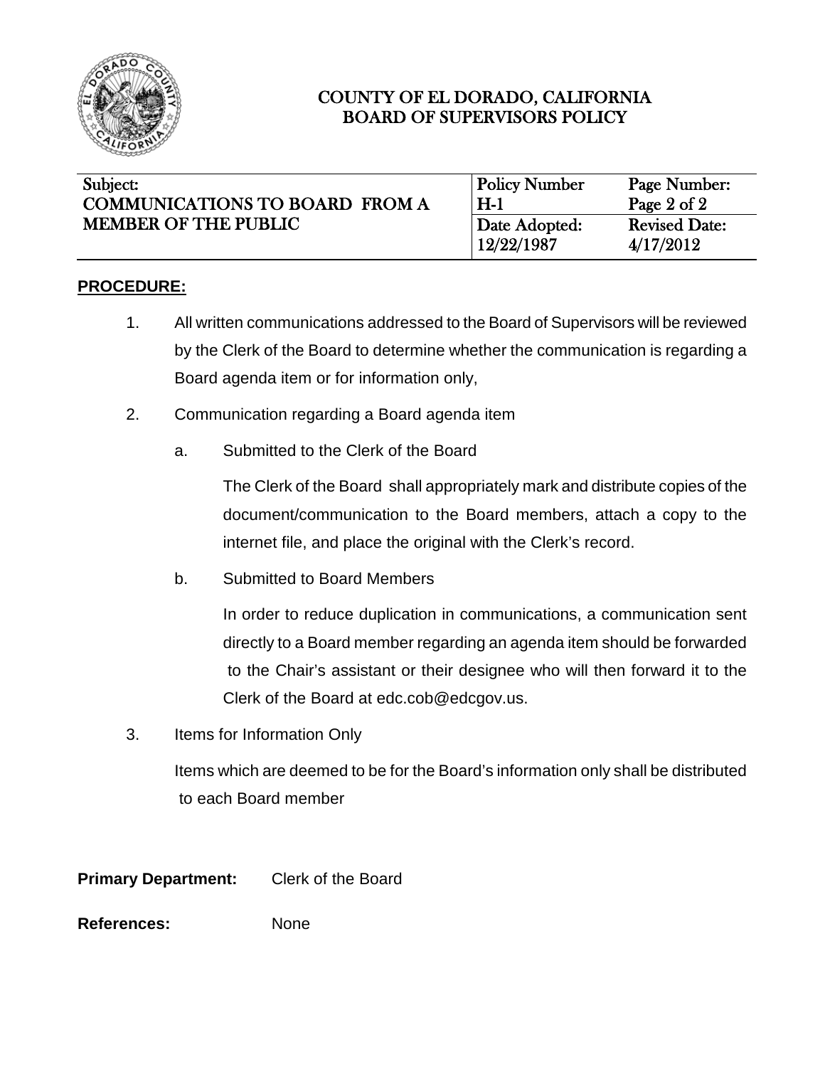COUNTY OF EL DORADO, CALIFORNIA
BOARD OF SUPERVISORS POLICY

| Subject: | Policy Number | Page Number: |
| --- | --- | --- |
| COMMUNICATIONS TO BOARD FROM A MEMBER OF THE PUBLIC | H-1 | Page 2 of 2 |
| | Date Adopted: 12/22/1987 | Revised Date: 4/17/2012 |

**PROCEDURE:**

1. All written communications addressed to the Board of Supervisors will be reviewed by the Clerk of the Board to determine whether the communication is regarding a Board agenda item or for information only,

2. Communication regarding a Board agenda item

   a. Submitted to the Clerk of the Board

      The Clerk of the Board shall appropriately mark and distribute copies of the document/communication to the Board members, attach a copy to the internet file, and place the original with the Clerk's record.

   b. Submitted to Board Members

      In order to reduce duplication in communications, a communication sent directly to a Board member regarding an agenda item should be forwarded to the Chair's assistant or their designee who will then forward it to the Clerk of the Board at edc.cob@edcgov.us.

3. Items for Information Only

   Items which are deemed to be for the Board's information only shall be distributed to each Board member

**Primary Department:** Clerk of the Board

**References:** None